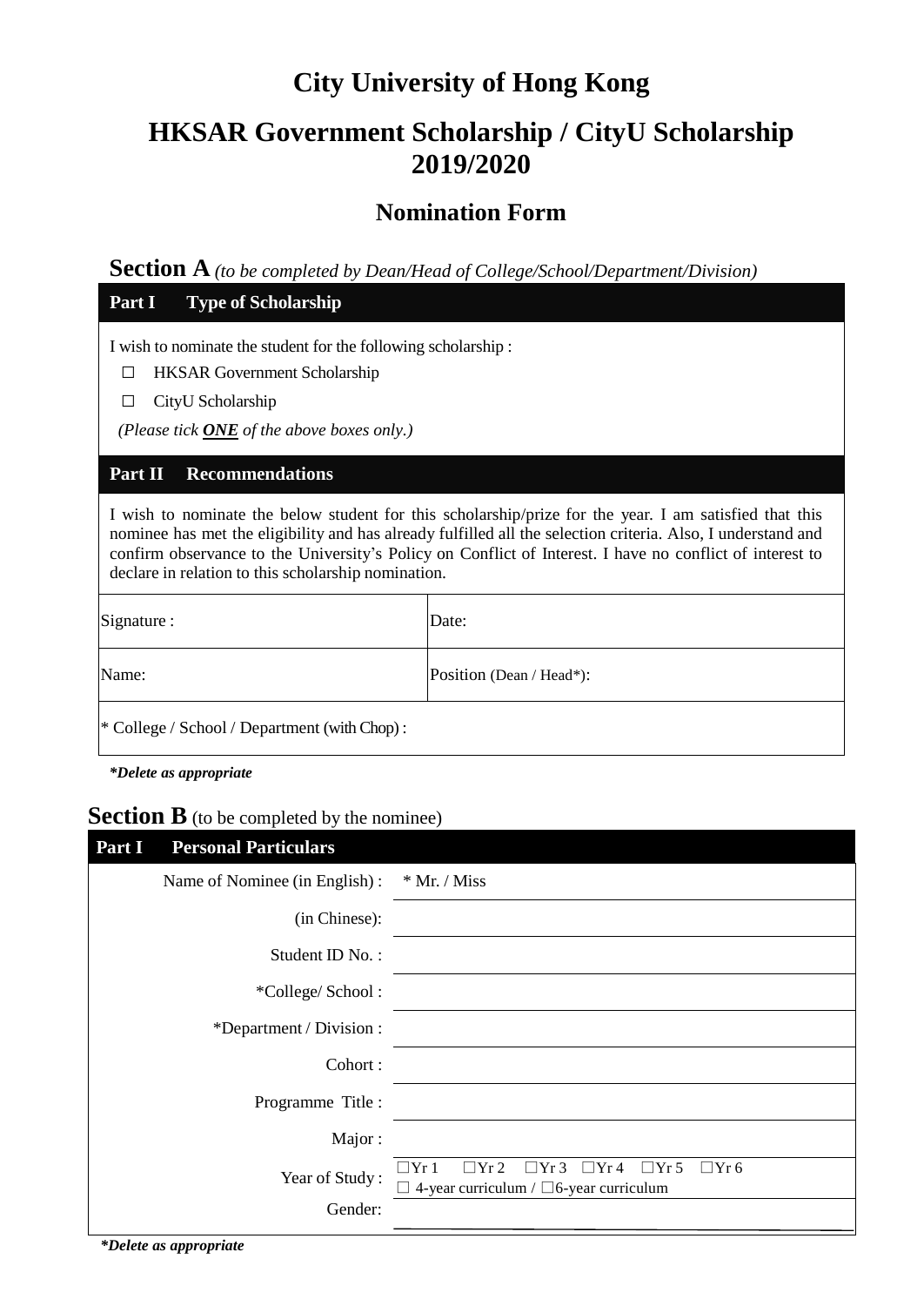# City University of Hong Kong

# HKSAR Government Scholarship / CityU Scholarship 2019/2020

## Nomination Form

## Section A *(to be completed by Dean/Head of College/School/Department/Division)*

### Part I Type of Scholarship

I wish to nominate the student for the following scholarship :

- ☐ HKSAR Government Scholarship
- ☐ CityU Scholarship

*(Please tick **ONE** of the above boxes only.)*

### Part II Recommendations

I wish to nominate the below student for this scholarship/prize for the year. I am satisfied that this nominee has met the eligibility and has already fulfilled all the selection criteria. Also, I understand and confirm observance to the University's Policy on Conflict of Interest. I have no conflict of interest to declare in relation to this scholarship nomination.

| Signature : | Date: |
|---|---|
| Name: | Position (Dean / Head*): |
| * College / School / Department (with Chop) : | |

***Delete as appropriate**

## Section B (to be completed by the nominee)

### Part I Personal Particulars

| | |
|---|---|
| Name of Nominee (in English) : | * Mr. / Miss |
| (in Chinese): | |
| Student ID No. : | |
| *College/ School : | |
| *Department / Division : | |
| Cohort : | |
| Programme Title : | |
| Major : | |
| Year of Study : | ☐Yr 1 ☐Yr 2 ☐Yr 3 ☐Yr 4 ☐Yr 5 ☐Yr 6<br>☐ 4-year curriculum / ☐6-year curriculum |
| Gender: | |

***Delete as appropriate**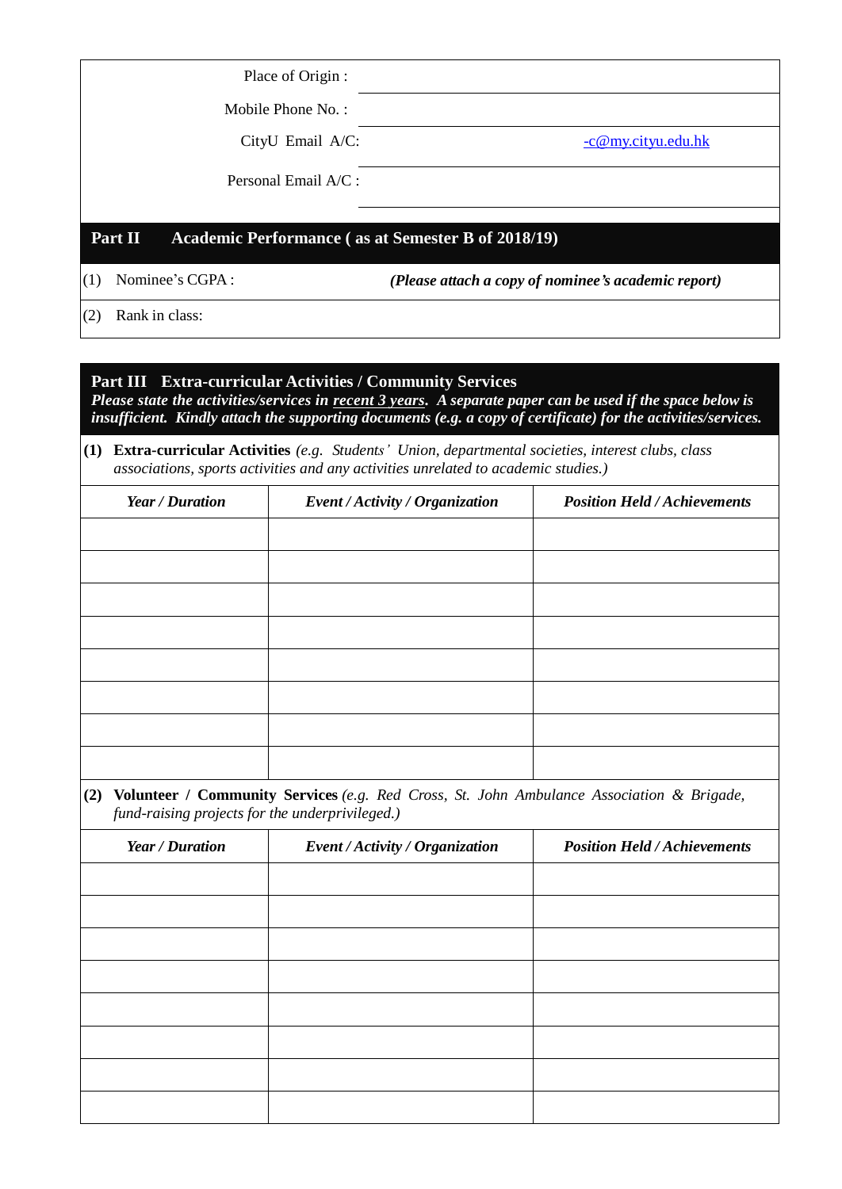| | |
|---|---|
| Place of Origin : | |
| Mobile Phone No. : | |
| CityU Email A/C: | -c@my.cityu.edu.hk |
| Personal Email A/C : | |

## Part II Academic Performance ( as at Semester B of 2018/19)

(1) Nominee's CGPA : ***(Please attach a copy of nominee's academic report)***

(2) Rank in class:

## Part III Extra-curricular Activities / Community Services

***Please state the activities/services in recent 3 years. A separate paper can be used if the space below is insufficient. Kindly attach the supporting documents (e.g. a copy of certificate) for the activities/services.***

**(1) Extra-curricular Activities** *(e.g. Students' Union, departmental societies, interest clubs, class associations, sports activities and any activities unrelated to academic studies.)*

| ***Year / Duration*** | ***Event / Activity / Organization*** | ***Position Held / Achievements*** |
|---|---|---|
| | | |
| | | |
| | | |
| | | |
| | | |
| | | |
| | | |
| | | |

**(2) Volunteer / Community Services** *(e.g. Red Cross, St. John Ambulance Association & Brigade, fund-raising projects for the underprivileged.)*

| ***Year / Duration*** | ***Event / Activity / Organization*** | ***Position Held / Achievements*** |
|---|---|---|
| | | |
| | | |
| | | |
| | | |
| | | |
| | | |
| | | |
| | | |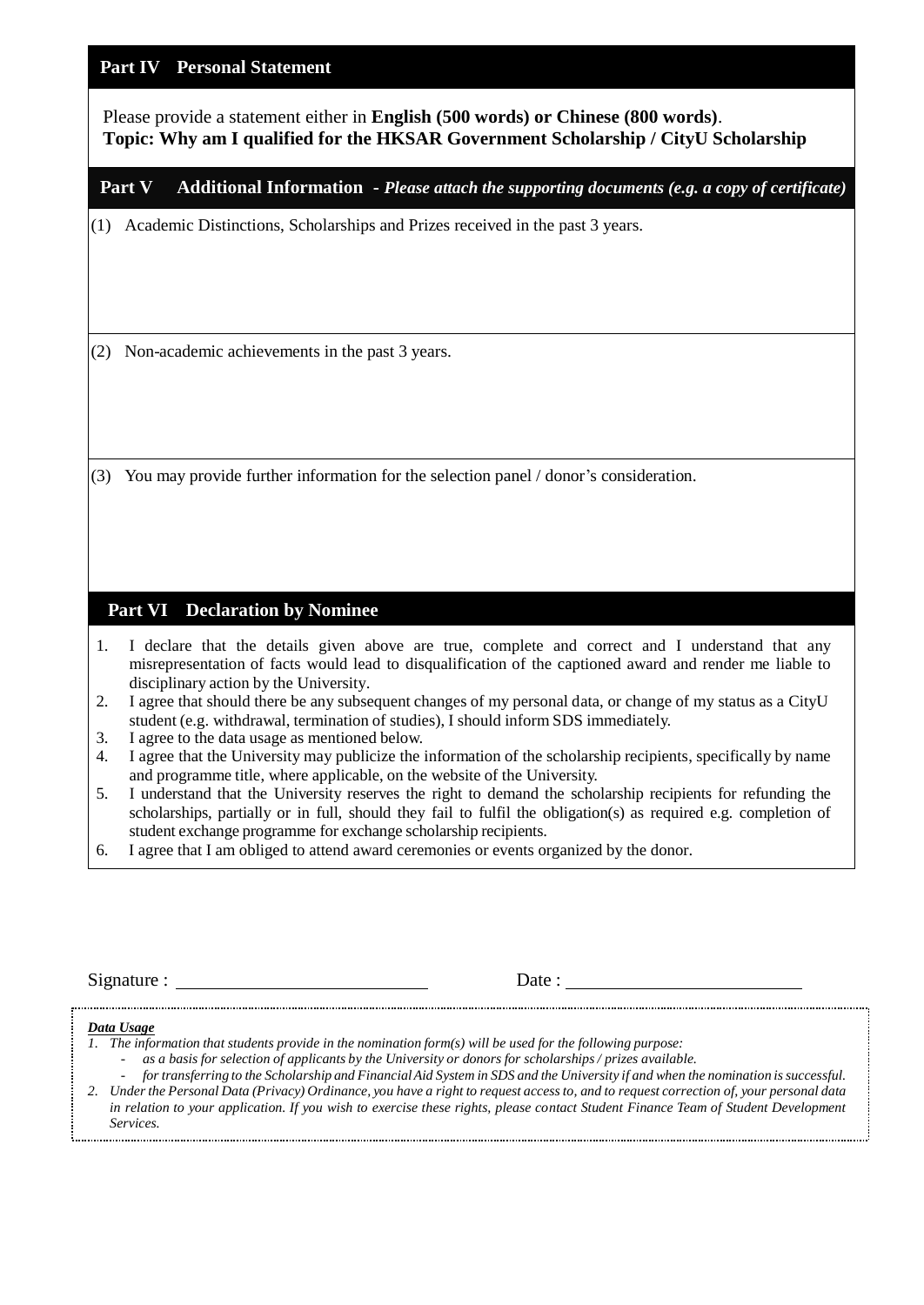## Part IV Personal Statement

Please provide a statement either in **English (500 words) or Chinese (800 words)**.
**Topic: Why am I qualified for the HKSAR Government Scholarship / CityU Scholarship**

## Part V Additional Information - *Please attach the supporting documents (e.g. a copy of certificate)*

(1) Academic Distinctions, Scholarships and Prizes received in the past 3 years.

(2) Non-academic achievements in the past 3 years.

(3) You may provide further information for the selection panel / donor's consideration.

## Part VI Declaration by Nominee

1. I declare that the details given above are true, complete and correct and I understand that any misrepresentation of facts would lead to disqualification of the captioned award and render me liable to disciplinary action by the University.
2. I agree that should there be any subsequent changes of my personal data, or change of my status as a CityU student (e.g. withdrawal, termination of studies), I should inform SDS immediately.
3. I agree to the data usage as mentioned below.
4. I agree that the University may publicize the information of the scholarship recipients, specifically by name and programme title, where applicable, on the website of the University.
5. I understand that the University reserves the right to demand the scholarship recipients for refunding the scholarships, partially or in full, should they fail to fulfil the obligation(s) as required e.g. completion of student exchange programme for exchange scholarship recipients.
6. I agree that I am obliged to attend award ceremonies or events organized by the donor.

Signature : ____________________ Date : ____________________

***Data Usage***

*1. The information that students provide in the nomination form(s) will be used for the following purpose:*
- *as a basis for selection of applicants by the University or donors for scholarships / prizes available.*
- *for transferring to the Scholarship and Financial Aid System in SDS and the University if and when the nomination is successful.*

*2. Under the Personal Data (Privacy) Ordinance, you have a right to request access to, and to request correction of, your personal data in relation to your application. If you wish to exercise these rights, please contact Student Finance Team of Student Development Services.*